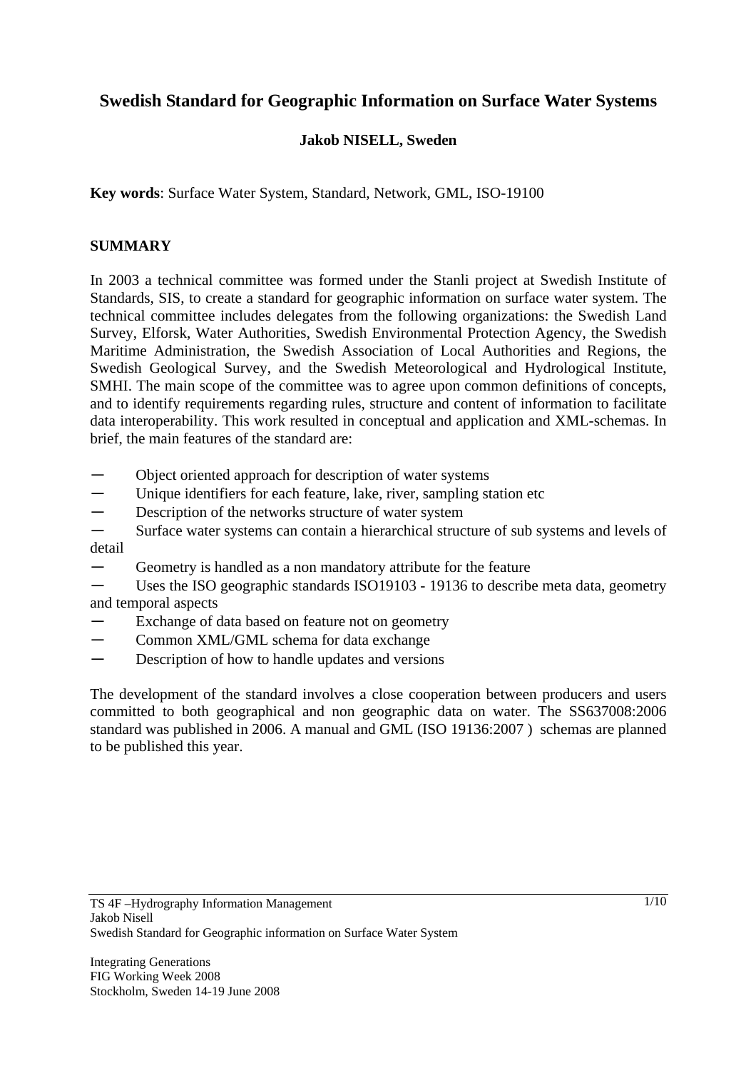# Swedish Standard for Geographic Information on Surface Water Systems

**Jakob NISELL, Sweden**

**Key words**: Surface Water System, Standard, Network, GML, ISO-19100

## SUMMARY

In 2003 a technical committee was formed under the Stanli project at Swedish Institute of Standards, SIS, to create a standard for geographic information on surface water system. The technical committee includes delegates from the following organizations: the Swedish Land Survey, Elforsk, Water Authorities, Swedish Environmental Protection Agency, the Swedish Maritime Administration, the Swedish Association of Local Authorities and Regions, the Swedish Geological Survey, and the Swedish Meteorological and Hydrological Institute, SMHI. The main scope of the committee was to agree upon common definitions of concepts, and to identify requirements regarding rules, structure and content of information to facilitate data interoperability. This work resulted in conceptual and application and XML-schemas. In brief, the main features of the standard are:

- Object oriented approach for description of water systems
- Unique identifiers for each feature, lake, river, sampling station etc
- Description of the networks structure of water system
- Surface water systems can contain a hierarchical structure of sub systems and levels of detail
- Geometry is handled as a non mandatory attribute for the feature
- Uses the ISO geographic standards ISO19103 - 19136 to describe meta data, geometry and temporal aspects
- Exchange of data based on feature not on geometry
- Common XML/GML schema for data exchange
- Description of how to handle updates and versions

The development of the standard involves a close cooperation between producers and users committed to both geographical and non geographic data on water. The SS637008:2006 standard was published in 2006. A manual and GML (ISO 19136:2007 ) schemas are planned to be published this year.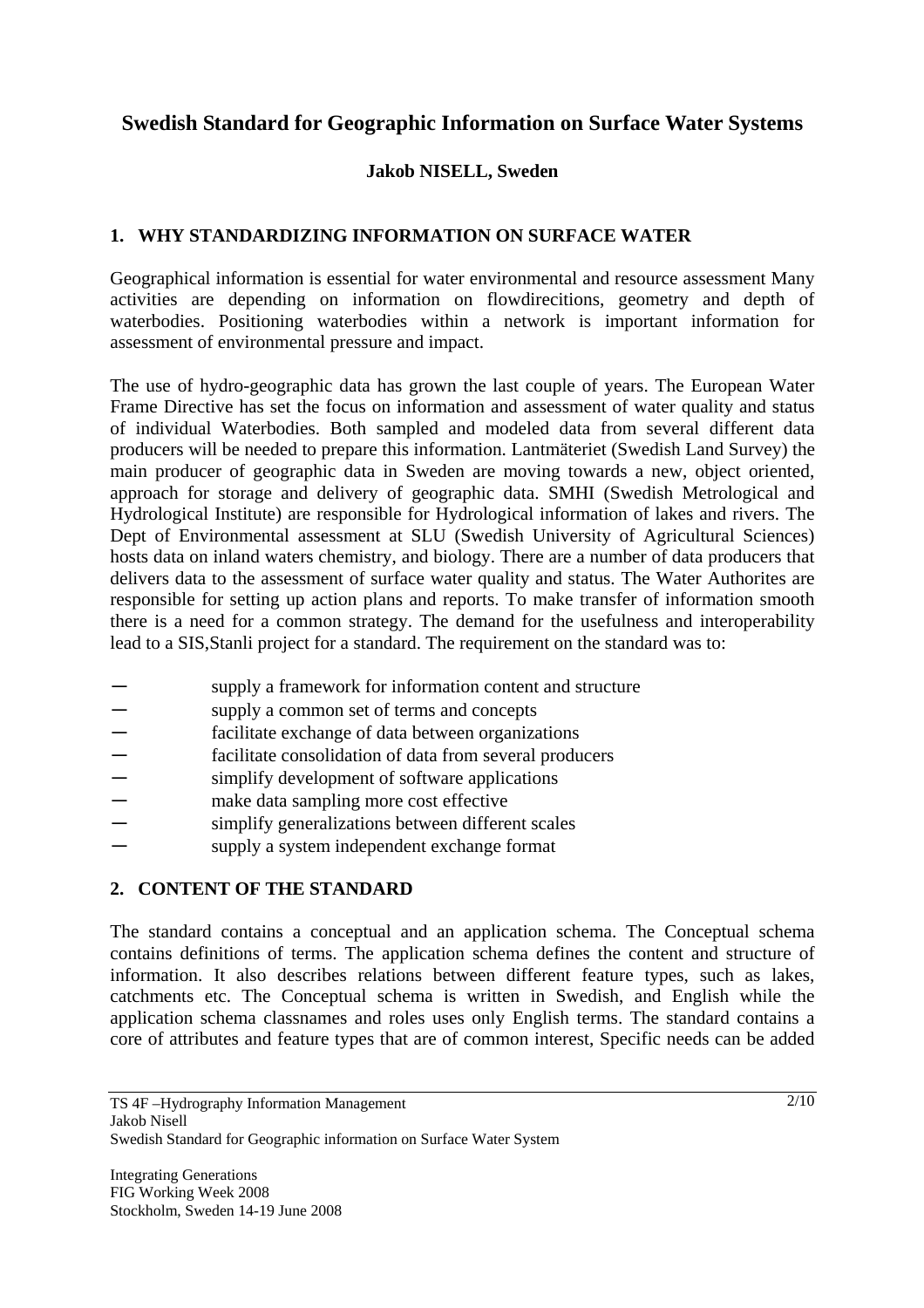# Swedish Standard for Geographic Information on Surface Water Systems

**Jakob NISELL, Sweden**

## 1. WHY STANDARDIZING INFORMATION ON SURFACE WATER

Geographical information is essential for water environmental and resource assessment Many activities are depending on information on flowdirecitions, geometry and depth of waterbodies. Positioning waterbodies within a network is important information for assessment of environmental pressure and impact.

The use of hydro-geographic data has grown the last couple of years. The European Water Frame Directive has set the focus on information and assessment of water quality and status of individual Waterbodies. Both sampled and modeled data from several different data producers will be needed to prepare this information. Lantmäteriet (Swedish Land Survey) the main producer of geographic data in Sweden are moving towards a new, object oriented, approach for storage and delivery of geographic data. SMHI (Swedish Metrological and Hydrological Institute) are responsible for Hydrological information of lakes and rivers. The Dept of Environmental assessment at SLU (Swedish University of Agricultural Sciences) hosts data on inland waters chemistry, and biology. There are a number of data producers that delivers data to the assessment of surface water quality and status. The Water Authorites are responsible for setting up action plans and reports. To make transfer of information smooth there is a need for a common strategy. The demand for the usefulness and interoperability lead to a SIS,Stanli project for a standard. The requirement on the standard was to:

- supply a framework for information content and structure
- supply a common set of terms and concepts
- facilitate exchange of data between organizations
- facilitate consolidation of data from several producers
- simplify development of software applications
- make data sampling more cost effective
- simplify generalizations between different scales
- supply a system independent exchange format

## 2. CONTENT OF THE STANDARD

The standard contains a conceptual and an application schema. The Conceptual schema contains definitions of terms. The application schema defines the content and structure of information. It also describes relations between different feature types, such as lakes, catchments etc. The Conceptual schema is written in Swedish, and English while the application schema classnames and roles uses only English terms. The standard contains a core of attributes and feature types that are of common interest, Specific needs can be added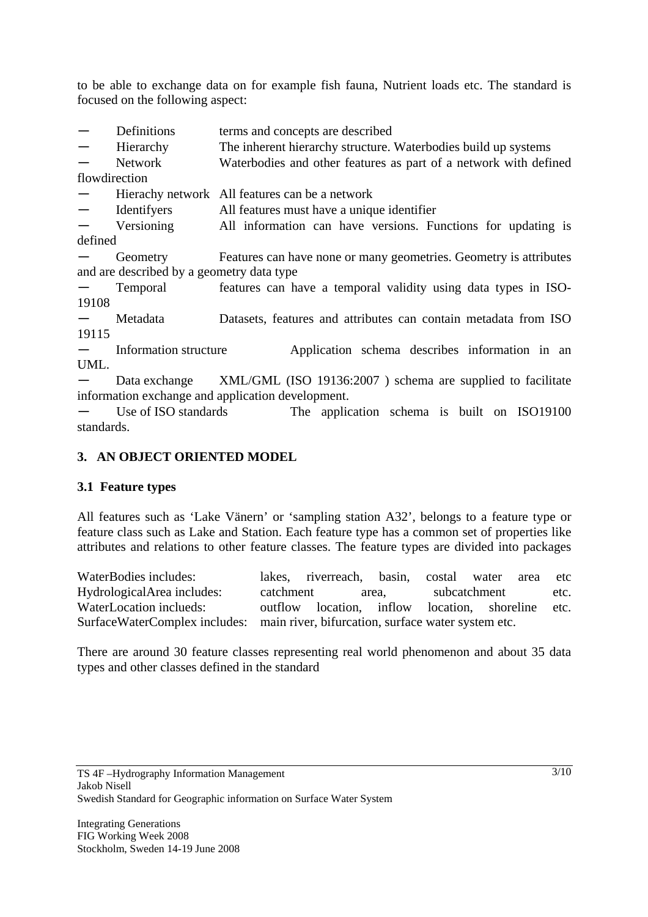to be able to exchange data on for example fish fauna, Nutrient loads etc. The standard is focused on the following aspect:

- Definitions — terms and concepts are described
- Hierarchy — The inherent hierarchy structure. Waterbodies build up systems
- Network — Waterbodies and other features as part of a network with defined flowdirection
- Hierachy network — All features can be a network
- Identifyers — All features must have a unique identifier
- Versioning — All information can have versions. Functions for updating is defined
- Geometry — Features can have none or many geometries. Geometry is attributes and are described by a geometry data type
- Temporal — features can have a temporal validity using data types in ISO-19108
- Metadata — Datasets, features and attributes can contain metadata from ISO 19115
- Information structure — Application schema describes information in an UML.
- Data exchange — XML/GML (ISO 19136:2007 ) schema are supplied to facilitate information exchange and application development.
- Use of ISO standards — The application schema is built on ISO19100 standards.

## 3. AN OBJECT ORIENTED MODEL

### 3.1 Feature types

All features such as 'Lake Vänern' or 'sampling station A32', belongs to a feature type or feature class such as Lake and Station. Each feature type has a common set of properties like attributes and relations to other feature classes. The feature types are divided into packages

WaterBodies includes: lakes, riverreach, basin, costal water area etc
HydrologicalArea includes: catchment area, subcatchment etc.
WaterLocation inclueds: outflow location, inflow location, shoreline etc.
SurfaceWaterComplex includes: main river, bifurcation, surface water system etc.

There are around 30 feature classes representing real world phenomenon and about 35 data types and other classes defined in the standard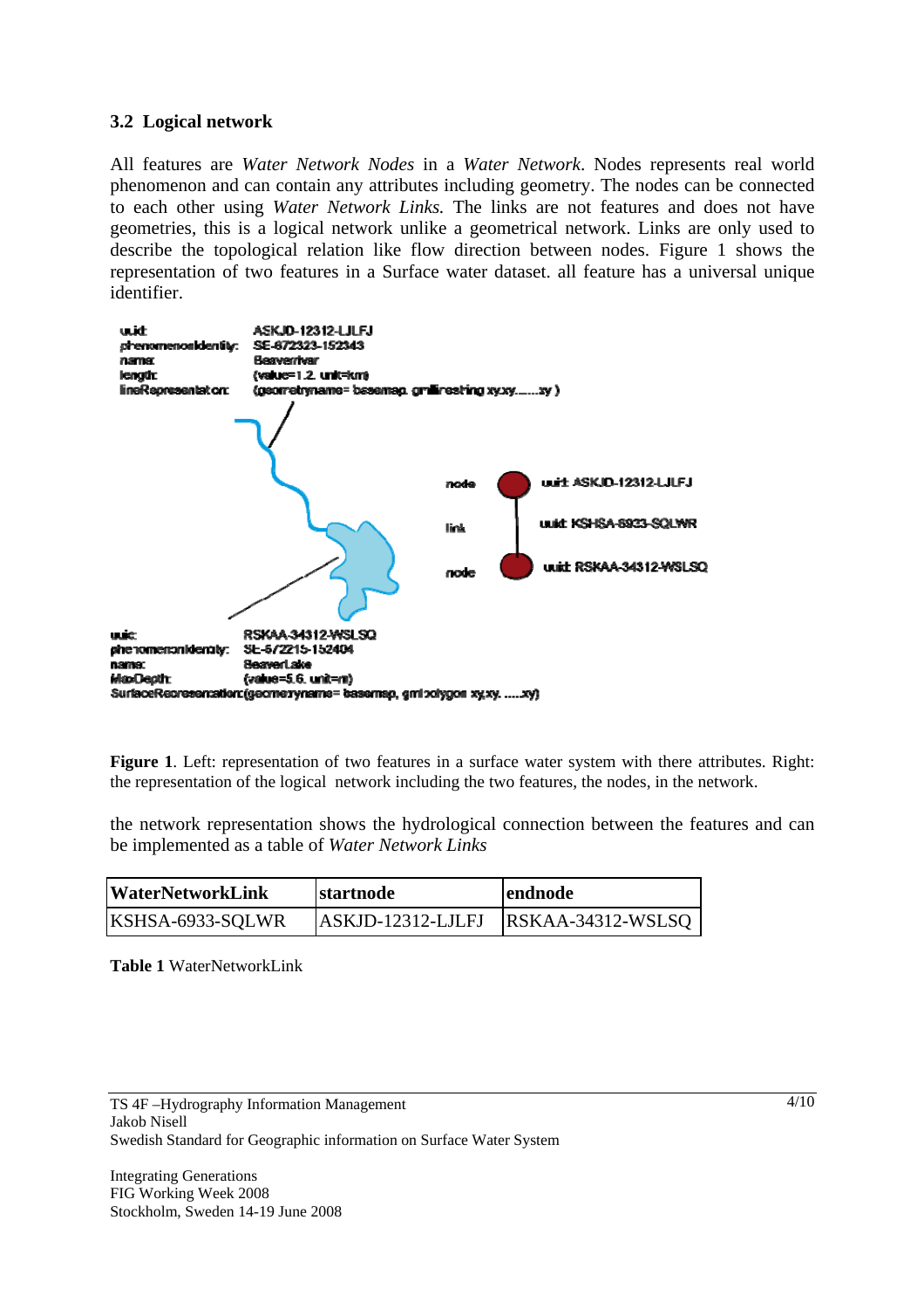### 3.2 Logical network

All features are *Water Network Nodes* in a *Water Network*. Nodes represents real world phenomenon and can contain any attributes including geometry. The nodes can be connected to each other using *Water Network Links.* The links are not features and does not have geometries, this is a logical network unlike a geometrical network. Links are only used to describe the topological relation like flow direction between nodes. Figure 1 shows the representation of two features in a Surface water dataset. all feature has a universal unique identifier.

**Figure 1**. Left: representation of two features in a surface water system with there attributes. Right: the representation of the logical network including the two features, the nodes, in the network.

the network representation shows the hydrological connection between the features and can be implemented as a table of *Water Network Links*

| WaterNetworkLink | startnode | endnode |
|---|---|---|
| KSHSA-6933-SQLWR | ASKJD-12312-LJLFJ | RSKAA-34312-WSLSQ |

**Table 1** WaterNetworkLink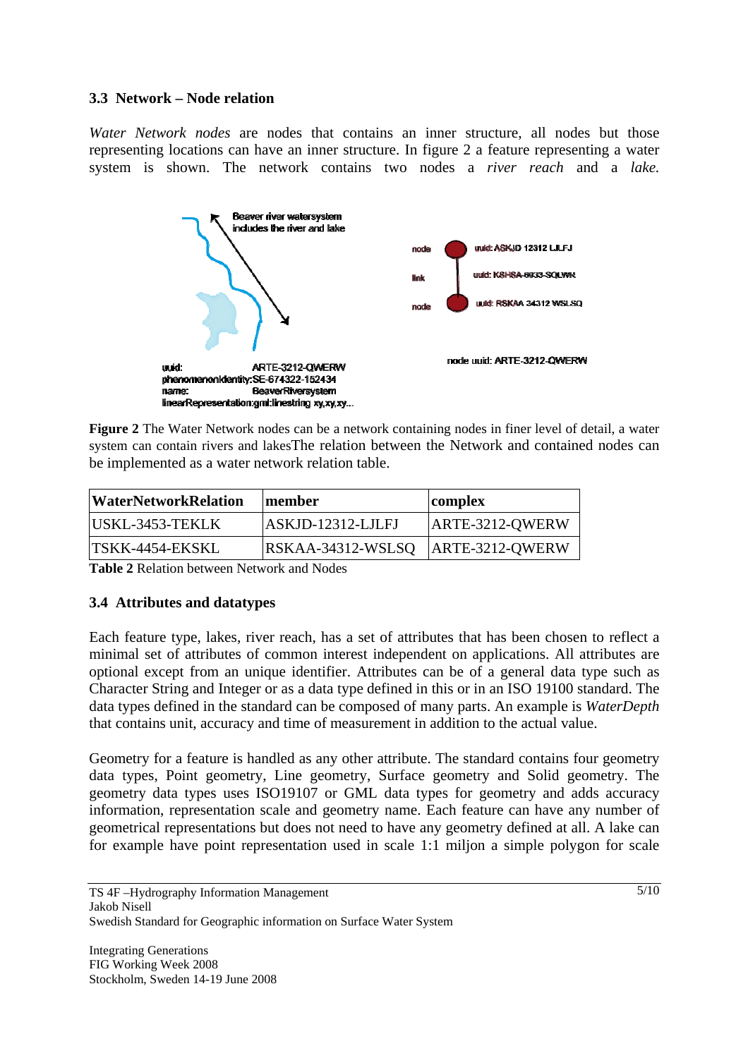### 3.3 Network – Node relation

*Water Network nodes* are nodes that contains an inner structure, all nodes but those representing locations can have an inner structure. In figure 2 a feature representing a water system is shown. The network contains two nodes a *river reach* and a *lake.*

**Figure 2** The Water Network nodes can be a network containing nodes in finer level of detail, a water system can contain rivers and lakesThe relation between the Network and contained nodes can be implemented as a water network relation table.

| WaterNetworkRelation | member | complex |
|---|---|---|
| USKL-3453-TEKLK | ASKJD-12312-LJLFJ | ARTE-3212-QWERW |
| TSKK-4454-EKSKL | RSKAA-34312-WSLSQ | ARTE-3212-QWERW |

**Table 2** Relation between Network and Nodes

### 3.4 Attributes and datatypes

Each feature type, lakes, river reach, has a set of attributes that has been chosen to reflect a minimal set of attributes of common interest independent on applications. All attributes are optional except from an unique identifier. Attributes can be of a general data type such as Character String and Integer or as a data type defined in this or in an ISO 19100 standard. The data types defined in the standard can be composed of many parts. An example is *WaterDepth* that contains unit, accuracy and time of measurement in addition to the actual value.

Geometry for a feature is handled as any other attribute. The standard contains four geometry data types, Point geometry, Line geometry, Surface geometry and Solid geometry. The geometry data types uses ISO19107 or GML data types for geometry and adds accuracy information, representation scale and geometry name. Each feature can have any number of geometrical representations but does not need to have any geometry defined at all. A lake can for example have point representation used in scale 1:1 miljon a simple polygon for scale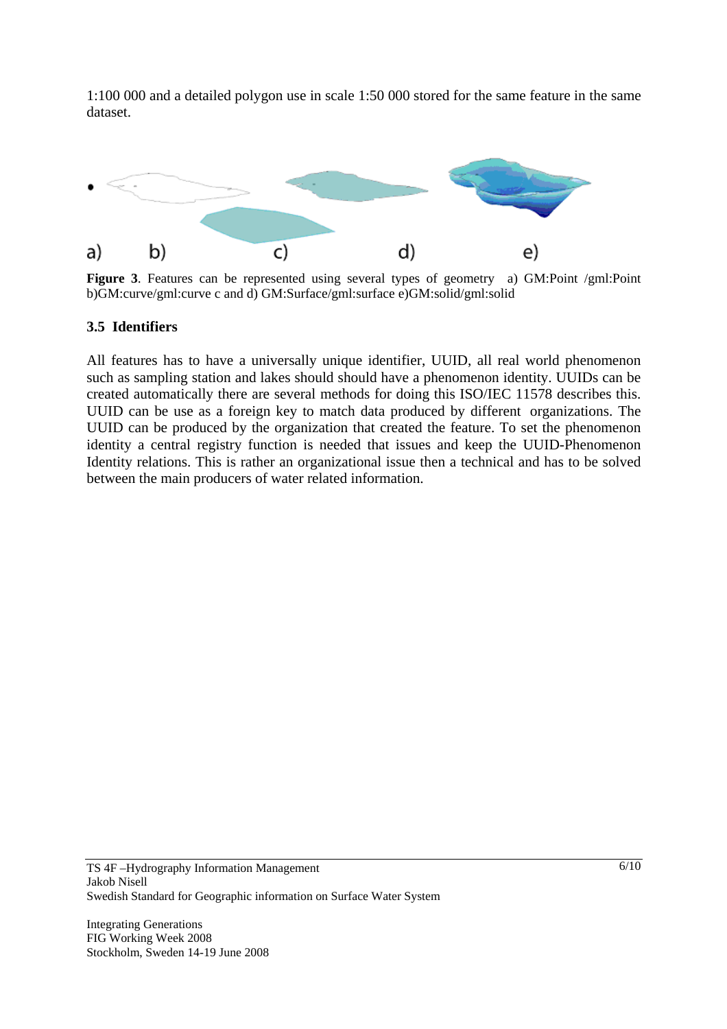1:100 000 and a detailed polygon use in scale 1:50 000 stored for the same feature in the same dataset.

a) b) c) d) e)

**Figure 3**. Features can be represented using several types of geometry a) GM:Point /gml:Point b)GM:curve/gml:curve c and d) GM:Surface/gml:surface e)GM:solid/gml:solid

### 3.5 Identifiers

All features has to have a universally unique identifier, UUID, all real world phenomenon such as sampling station and lakes should should have a phenomenon identity. UUIDs can be created automatically there are several methods for doing this ISO/IEC 11578 describes this. UUID can be use as a foreign key to match data produced by different organizations. The UUID can be produced by the organization that created the feature. To set the phenomenon identity a central registry function is needed that issues and keep the UUID-Phenomenon Identity relations. This is rather an organizational issue then a technical and has to be solved between the main producers of water related information.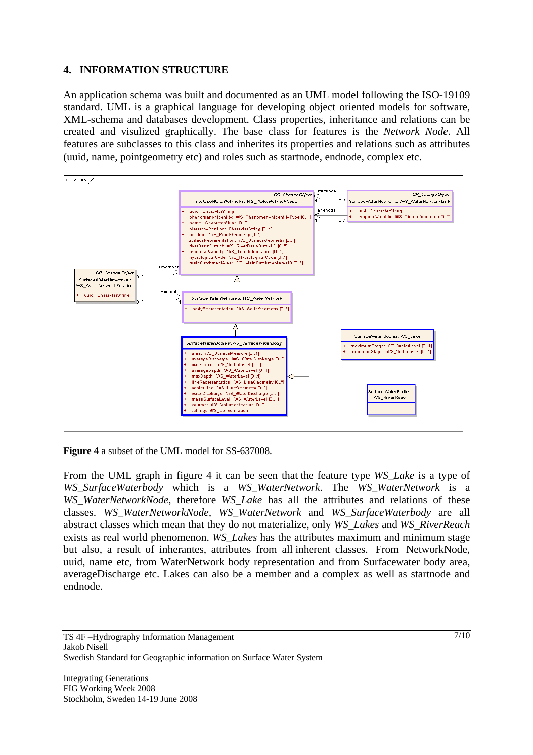## 4. INFORMATION STRUCTURE

An application schema was built and documented as an UML model following the ISO-19109 standard. UML is a graphical language for developing object oriented models for software, XML-schema and databases development. Class properties, inheritance and relations can be created and visulized graphically. The base class for features is the *Network Node*. All features are subclasses to this class and inherites its properties and relations such as attributes (uuid, name, pointgeometry etc) and roles such as startnode, endnode, complex etc.

**Figure 4** a subset of the UML model for SS-637008*.*

From the UML graph in figure 4 it can be seen that the feature type *WS_Lake* is a type of *WS_SurfaceWaterbody* which is a *WS_WaterNetwork*. The *WS_WaterNetwork* is a *WS_WaterNetworkNode*, therefore *WS_Lake* has all the attributes and relations of these classes. *WS_WaterNetworkNode*, *WS_WaterNetwork* and *WS_SurfaceWaterbody* are all abstract classes which mean that they do not materialize, only *WS_Lakes* and *WS_RiverReach* exists as real world phenomenon. *WS_Lakes* has the attributes maximum stage but also, a result of inherantes, attributes from all inherent classes. From NetworkNode, uuid, name etc, from WaterNetwork body representation and from Surfacewater body area, averageDischarge etc. Lakes can also be a member and a complex as well as startnode and endnode.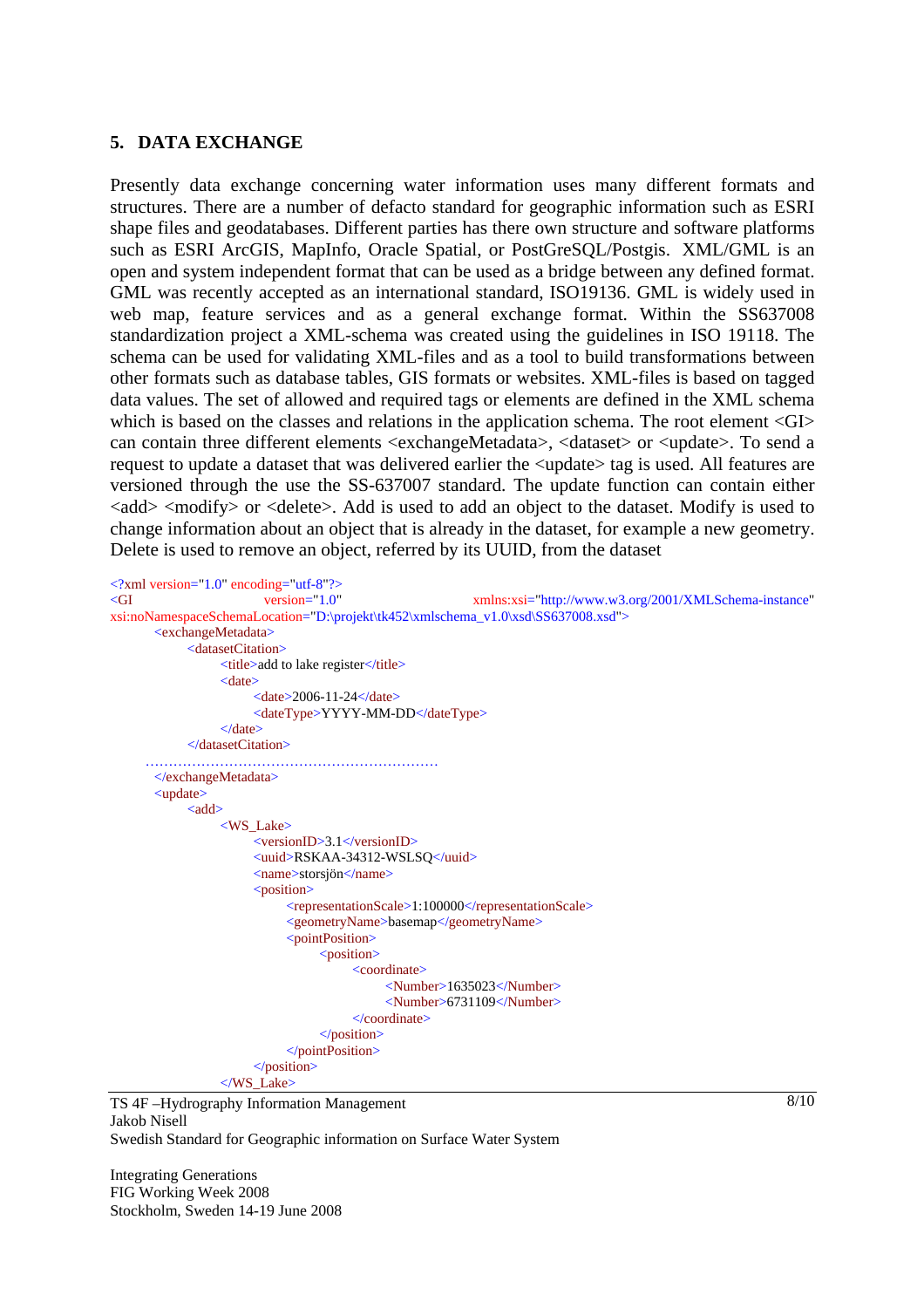## 5. DATA EXCHANGE

Presently data exchange concerning water information uses many different formats and structures. There are a number of defacto standard for geographic information such as ESRI shape files and geodatabases. Different parties has there own structure and software platforms such as ESRI ArcGIS, MapInfo, Oracle Spatial, or PostGreSQL/Postgis. XML/GML is an open and system independent format that can be used as a bridge between any defined format. GML was recently accepted as an international standard, ISO19136. GML is widely used in web map, feature services and as a general exchange format. Within the SS637008 standardization project a XML-schema was created using the guidelines in ISO 19118. The schema can be used for validating XML-files and as a tool to build transformations between other formats such as database tables, GIS formats or websites. XML-files is based on tagged data values. The set of allowed and required tags or elements are defined in the XML schema which is based on the classes and relations in the application schema. The root element <GI> can contain three different elements <exchangeMetadata>, <dataset> or <update>. To send a request to update a dataset that was delivered earlier the <update> tag is used. All features are versioned through the use the SS-637007 standard. The update function can contain either <add> <modify> or <delete>. Add is used to add an object to the dataset. Modify is used to change information about an object that is already in the dataset, for example a new geometry. Delete is used to remove an object, referred by its UUID, from the dataset

```
<?xml version="1.0" encoding="utf-8"?>
<GI version="1.0" xmlns:xsi="http://www.w3.org/2001/XMLSchema-instance"
xsi:noNamespaceSchemaLocation="D:\projekt\tk452\xmlschema_v1.0\xsd\SS637008.xsd">
    <exchangeMetadata>
        <datasetCitation>
            <title>add to lake register</title>
            <date>
                <date>2006-11-24</date>
                <dateType>YYYY-MM-DD</dateType>
            </date>
        </datasetCitation>
    ……………………………………………………………
    </exchangeMetadata>
    <update>
        <add>
            <WS_Lake>
                <versionID>3.1</versionID>
                <uuid>RSKAA-34312-WSLSQ</uuid>
                <name>storsjön</name>
                <position>
                    <representationScale>1:100000</representationScale>
                    <geometryName>basemap</geometryName>
                    <pointPosition>
                        <position>
                            <coordinate>
                                <Number>1635023</Number>
                                <Number>6731109</Number>
                            </coordinate>
                        </position>
                    </pointPosition>
                </position>
            </WS_Lake>
```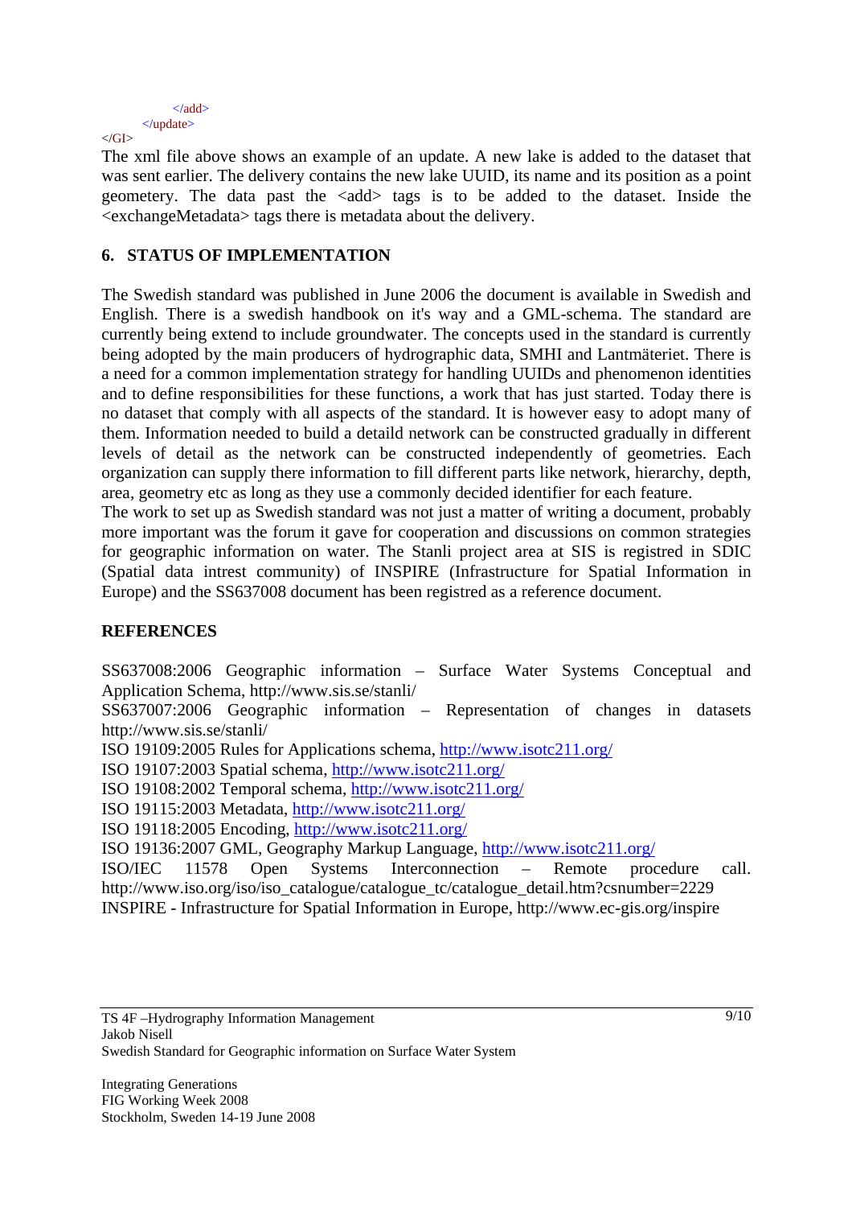```
            </add>
        </update>
</GI>
```

The xml file above shows an example of an update. A new lake is added to the dataset that was sent earlier. The delivery contains the new lake UUID, its name and its position as a point geometery. The data past the <add> tags is to be added to the dataset. Inside the <exchangeMetadata> tags there is metadata about the delivery.

## 6. STATUS OF IMPLEMENTATION

The Swedish standard was published in June 2006 the document is available in Swedish and English. There is a swedish handbook on it's way and a GML-schema. The standard are currently being extend to include groundwater. The concepts used in the standard is currently being adopted by the main producers of hydrographic data, SMHI and Lantmäteriet. There is a need for a common implementation strategy for handling UUIDs and phenomenon identities and to define responsibilities for these functions, a work that has just started. Today there is no dataset that comply with all aspects of the standard. It is however easy to adopt many of them. Information needed to build a detaild network can be constructed gradually in different levels of detail as the network can be constructed independently of geometries. Each organization can supply there information to fill different parts like network, hierarchy, depth, area, geometry etc as long as they use a commonly decided identifier for each feature.
The work to set up as Swedish standard was not just a matter of writing a document, probably more important was the forum it gave for cooperation and discussions on common strategies for geographic information on water. The Stanli project area at SIS is registred in SDIC (Spatial data intrest community) of INSPIRE (Infrastructure for Spatial Information in Europe) and the SS637008 document has been registred as a reference document.

## REFERENCES

SS637008:2006 Geographic information – Surface Water Systems Conceptual and Application Schema, http://www.sis.se/stanli/
SS637007:2006 Geographic information – Representation of changes in datasets http://www.sis.se/stanli/
ISO 19109:2005 Rules for Applications schema, http://www.isotc211.org/
ISO 19107:2003 Spatial schema, http://www.isotc211.org/
ISO 19108:2002 Temporal schema, http://www.isotc211.org/
ISO 19115:2003 Metadata, http://www.isotc211.org/
ISO 19118:2005 Encoding, http://www.isotc211.org/
ISO 19136:2007 GML, Geography Markup Language, http://www.isotc211.org/
ISO/IEC 11578 Open Systems Interconnection – Remote procedure call. http://www.iso.org/iso/iso_catalogue/catalogue_tc/catalogue_detail.htm?csnumber=2229
INSPIRE - Infrastructure for Spatial Information in Europe, http://www.ec-gis.org/inspire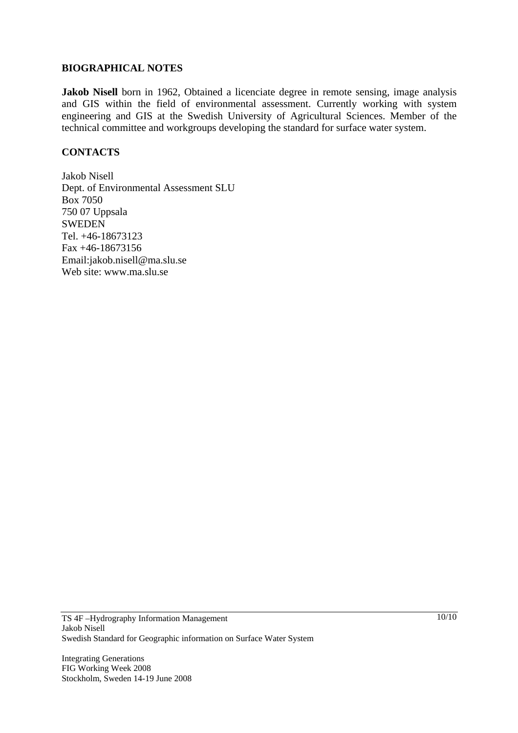## BIOGRAPHICAL NOTES

**Jakob Nisell** born in 1962, Obtained a licenciate degree in remote sensing, image analysis and GIS within the field of environmental assessment. Currently working with system engineering and GIS at the Swedish University of Agricultural Sciences. Member of the technical committee and workgroups developing the standard for surface water system.

## CONTACTS

Jakob Nisell
Dept. of Environmental Assessment SLU
Box 7050
750 07 Uppsala
SWEDEN
Tel. +46-18673123
Fax +46-18673156
Email:jakob.nisell@ma.slu.se
Web site: www.ma.slu.se